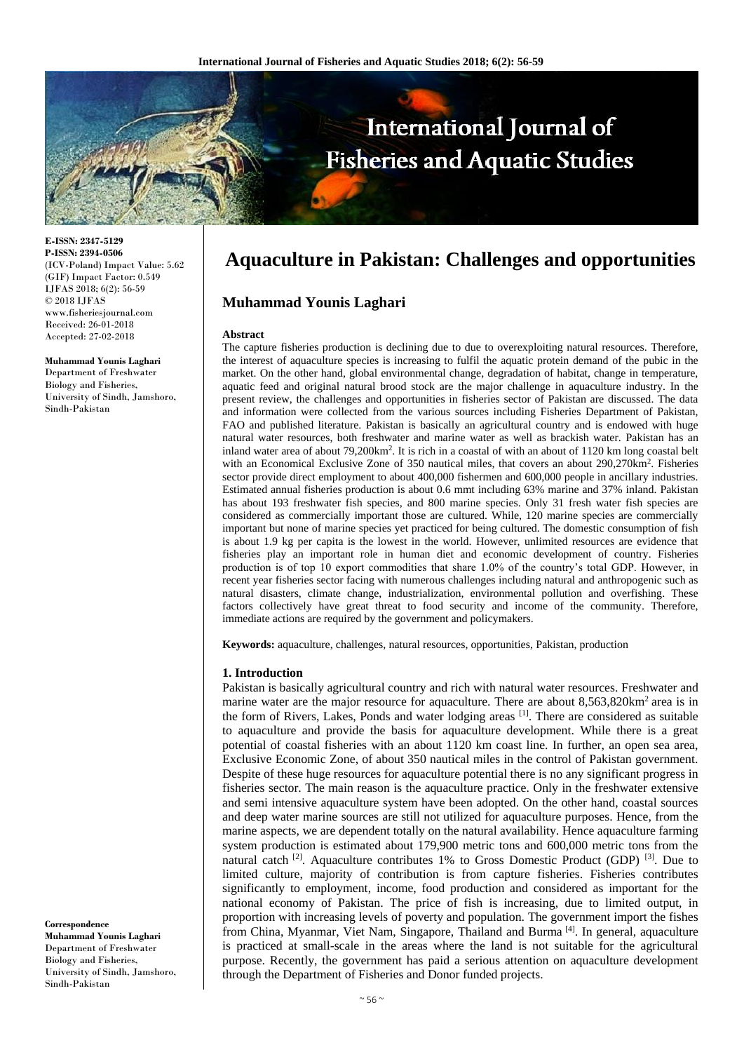# Aquaculture in Pakistan: Challenges and opportunities

## Muhammad Younis Laghari

**E-ISSN: 2347-5129**
**P-ISSN: 2394-0506**
(ICV-Poland) Impact Value: 5.62
(GIF) Impact Factor: 0.549
IJFAS 2018; 6(2): 56-59
© 2018 IJFAS
www.fisheriesjournal.com
Received: 26-01-2018
Accepted: 27-02-2018

**Muhammad Younis Laghari**
Department of Freshwater Biology and Fisheries, University of Sindh, Jamshoro, Sindh-Pakistan

**Correspondence**
**Muhammad Younis Laghari**
Department of Freshwater Biology and Fisheries, University of Sindh, Jamshoro, Sindh-Pakistan

### Abstract

The capture fisheries production is declining due to due to overexploiting natural resources. Therefore, the interest of aquaculture species is increasing to fulfil the aquatic protein demand of the pubic in the market. On the other hand, global environmental change, degradation of habitat, change in temperature, aquatic feed and original natural brood stock are the major challenge in aquaculture industry. In the present review, the challenges and opportunities in fisheries sector of Pakistan are discussed. The data and information were collected from the various sources including Fisheries Department of Pakistan, FAO and published literature. Pakistan is basically an agricultural country and is endowed with huge natural water resources, both freshwater and marine water as well as brackish water. Pakistan has an inland water area of about 79,200km$^2$. It is rich in a coastal of with an about of 1120 km long coastal belt with an Economical Exclusive Zone of 350 nautical miles, that covers an about 290,270km$^2$. Fisheries sector provide direct employment to about 400,000 fishermen and 600,000 people in ancillary industries. Estimated annual fisheries production is about 0.6 mmt including 63% marine and 37% inland. Pakistan has about 193 freshwater fish species, and 800 marine species. Only 31 fresh water fish species are considered as commercially important those are cultured. While, 120 marine species are commercially important but none of marine species yet practiced for being cultured. The domestic consumption of fish is about 1.9 kg per capita is the lowest in the world. However, unlimited resources are evidence that fisheries play an important role in human diet and economic development of country. Fisheries production is of top 10 export commodities that share 1.0% of the country's total GDP. However, in recent year fisheries sector facing with numerous challenges including natural and anthropogenic such as natural disasters, climate change, industrialization, environmental pollution and overfishing. These factors collectively have great threat to food security and income of the community. Therefore, immediate actions are required by the government and policymakers.

**Keywords:** aquaculture, challenges, natural resources, opportunities, Pakistan, production

### 1. Introduction

Pakistan is basically agricultural country and rich with natural water resources. Freshwater and marine water are the major resource for aquaculture. There are about 8,563,820km$^2$ area is in the form of Rivers, Lakes, Ponds and water lodging areas [1]. There are considered as suitable to aquaculture and provide the basis for aquaculture development. While there is a great potential of coastal fisheries with an about 1120 km coast line. In further, an open sea area, Exclusive Economic Zone, of about 350 nautical miles in the control of Pakistan government. Despite of these huge resources for aquaculture potential there is no any significant progress in fisheries sector. The main reason is the aquaculture practice. Only in the freshwater extensive and semi intensive aquaculture system have been adopted. On the other hand, coastal sources and deep water marine sources are still not utilized for aquaculture purposes. Hence, from the marine aspects, we are dependent totally on the natural availability. Hence aquaculture farming system production is estimated about 179,900 metric tons and 600,000 metric tons from the natural catch [2]. Aquaculture contributes 1% to Gross Domestic Product (GDP) [3]. Due to limited culture, majority of contribution is from capture fisheries. Fisheries contributes significantly to employment, income, food production and considered as important for the national economy of Pakistan. The price of fish is increasing, due to limited output, in proportion with increasing levels of poverty and population. The government import the fishes from China, Myanmar, Viet Nam, Singapore, Thailand and Burma [4]. In general, aquaculture is practiced at small-scale in the areas where the land is not suitable for the agricultural purpose. Recently, the government has paid a serious attention on aquaculture development through the Department of Fisheries and Donor funded projects.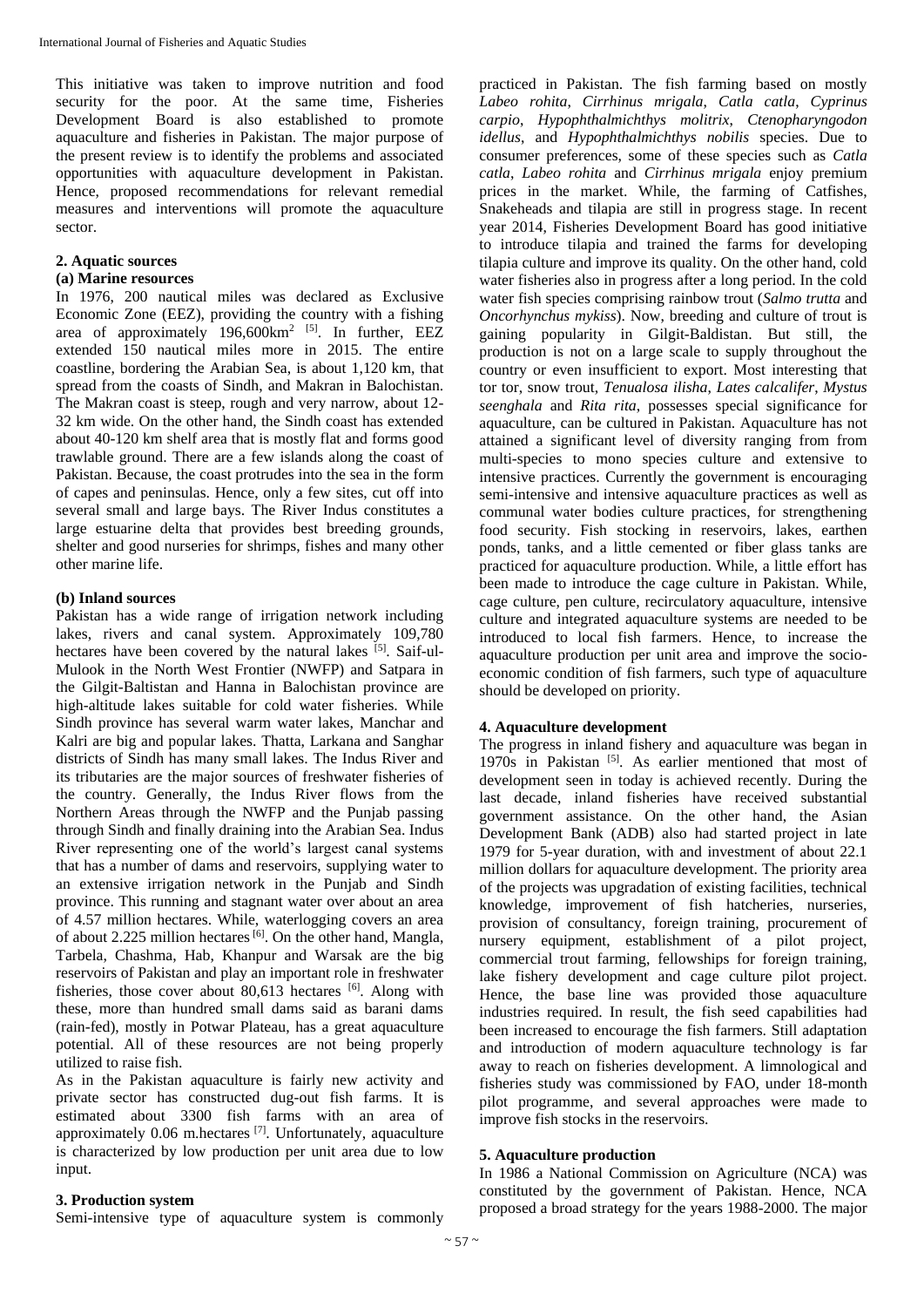This initiative was taken to improve nutrition and food security for the poor. At the same time, Fisheries Development Board is also established to promote aquaculture and fisheries in Pakistan. The major purpose of the present review is to identify the problems and associated opportunities with aquaculture development in Pakistan. Hence, proposed recommendations for relevant remedial measures and interventions will promote the aquaculture sector.

## 2. Aquatic sources

### (a) Marine resources

In 1976, 200 nautical miles was declared as Exclusive Economic Zone (EEZ), providing the country with a fishing area of approximately 196,600km$^2$ [5]. In further, EEZ extended 150 nautical miles more in 2015. The entire coastline, bordering the Arabian Sea, is about 1,120 km, that spread from the coasts of Sindh, and Makran in Balochistan. The Makran coast is steep, rough and very narrow, about 12-32 km wide. On the other hand, the Sindh coast has extended about 40-120 km shelf area that is mostly flat and forms good trawlable ground. There are a few islands along the coast of Pakistan. Because, the coast protrudes into the sea in the form of capes and peninsulas. Hence, only a few sites, cut off into several small and large bays. The River Indus constitutes a large estuarine delta that provides best breeding grounds, shelter and good nurseries for shrimps, fishes and many other other marine life.

### (b) Inland sources

Pakistan has a wide range of irrigation network including lakes, rivers and canal system. Approximately 109,780 hectares have been covered by the natural lakes [5]. Saif-ul-Mulook in the North West Frontier (NWFP) and Satpara in the Gilgit-Baltistan and Hanna in Balochistan province are high-altitude lakes suitable for cold water fisheries. While Sindh province has several warm water lakes, Manchar and Kalri are big and popular lakes. Thatta, Larkana and Sanghar districts of Sindh has many small lakes. The Indus River and its tributaries are the major sources of freshwater fisheries of the country. Generally, the Indus River flows from the Northern Areas through the NWFP and the Punjab passing through Sindh and finally draining into the Arabian Sea. Indus River representing one of the world's largest canal systems that has a number of dams and reservoirs, supplying water to an extensive irrigation network in the Punjab and Sindh province. This running and stagnant water over about an area of 4.57 million hectares. While, waterlogging covers an area of about 2.225 million hectares [6]. On the other hand, Mangla, Tarbela, Chashma, Hab, Khanpur and Warsak are the big reservoirs of Pakistan and play an important role in freshwater fisheries, those cover about 80,613 hectares [6]. Along with these, more than hundred small dams said as barani dams (rain-fed), mostly in Potwar Plateau, has a great aquaculture potential. All of these resources are not being properly utilized to raise fish.

As in the Pakistan aquaculture is fairly new activity and private sector has constructed dug-out fish farms. It is estimated about 3300 fish farms with an area of approximately 0.06 m.hectares [7]. Unfortunately, aquaculture is characterized by low production per unit area due to low input.

## 3. Production system

Semi-intensive type of aquaculture system is commonly practiced in Pakistan. The fish farming based on mostly *Labeo rohita*, *Cirrhinus mrigala*, *Catla catla*, *Cyprinus carpio*, *Hypophthalmichthys molitrix*, *Ctenopharyngodon idellus*, and *Hypophthalmichthys nobilis* species. Due to consumer preferences, some of these species such as *Catla catla*, *Labeo rohita* and *Cirrhinus mrigala* enjoy premium prices in the market. While, the farming of Catfishes, Snakeheads and tilapia are still in progress stage. In recent year 2014, Fisheries Development Board has good initiative to introduce tilapia and trained the farms for developing tilapia culture and improve its quality. On the other hand, cold water fisheries also in progress after a long period. In the cold water fish species comprising rainbow trout (*Salmo trutta* and *Oncorhynchus mykiss*). Now, breeding and culture of trout is gaining popularity in Gilgit-Baldistan. But still, the production is not on a large scale to supply throughout the country or even insufficient to export. Most interesting that tor tor, snow trout, *Tenualosa ilisha*, *Lates calcalifer*, *Mystus seenghala* and *Rita rita*, possesses special significance for aquaculture, can be cultured in Pakistan. Aquaculture has not attained a significant level of diversity ranging from from multi-species to mono species culture and extensive to intensive practices. Currently the government is encouraging semi-intensive and intensive aquaculture practices as well as communal water bodies culture practices, for strengthening food security. Fish stocking in reservoirs, lakes, earthen ponds, tanks, and a little cemented or fiber glass tanks are practiced for aquaculture production. While, a little effort has been made to introduce the cage culture in Pakistan. While, cage culture, pen culture, recirculatory aquaculture, intensive culture and integrated aquaculture systems are needed to be introduced to local fish farmers. Hence, to increase the aquaculture production per unit area and improve the socio-economic condition of fish farmers, such type of aquaculture should be developed on priority.

## 4. Aquaculture development

The progress in inland fishery and aquaculture was began in 1970s in Pakistan [5]. As earlier mentioned that most of development seen in today is achieved recently. During the last decade, inland fisheries have received substantial government assistance. On the other hand, the Asian Development Bank (ADB) also had started project in late 1979 for 5-year duration, with and investment of about 22.1 million dollars for aquaculture development. The priority area of the projects was upgradation of existing facilities, technical knowledge, improvement of fish hatcheries, nurseries, provision of consultancy, foreign training, procurement of nursery equipment, establishment of a pilot project, commercial trout farming, fellowships for foreign training, lake fishery development and cage culture pilot project. Hence, the base line was provided those aquaculture industries required. In result, the fish seed capabilities had been increased to encourage the fish farmers. Still adaptation and introduction of modern aquaculture technology is far away to reach on fisheries development. A limnological and fisheries study was commissioned by FAO, under 18-month pilot programme, and several approaches were made to improve fish stocks in the reservoirs.

## 5. Aquaculture production

In 1986 a National Commission on Agriculture (NCA) was constituted by the government of Pakistan. Hence, NCA proposed a broad strategy for the years 1988-2000. The major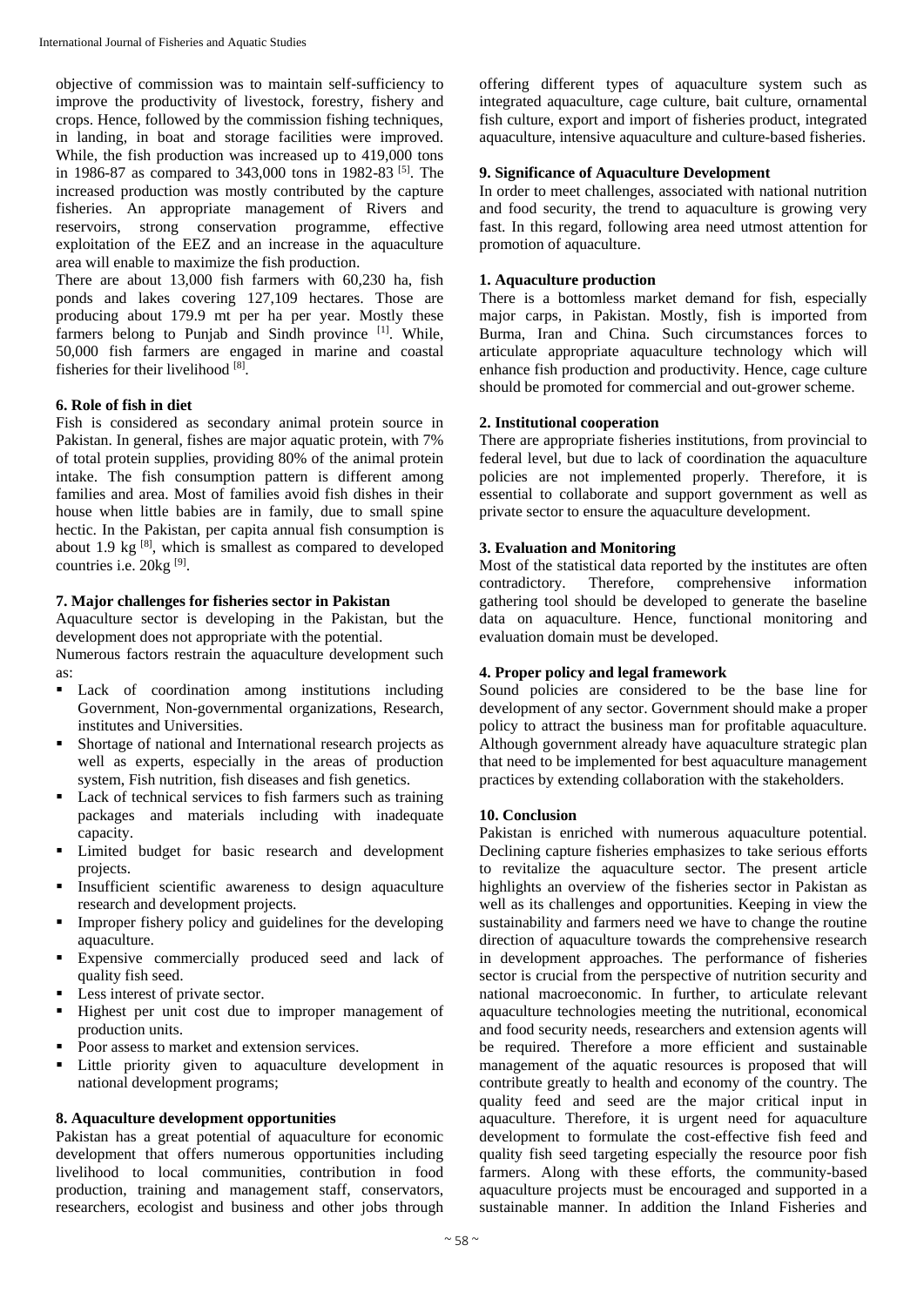objective of commission was to maintain self-sufficiency to improve the productivity of livestock, forestry, fishery and crops. Hence, followed by the commission fishing techniques, in landing, in boat and storage facilities were improved. While, the fish production was increased up to 419,000 tons in 1986-87 as compared to 343,000 tons in 1982-83 [5]. The increased production was mostly contributed by the capture fisheries. An appropriate management of Rivers and reservoirs, strong conservation programme, effective exploitation of the EEZ and an increase in the aquaculture area will enable to maximize the fish production.

There are about 13,000 fish farmers with 60,230 ha, fish ponds and lakes covering 127,109 hectares. Those are producing about 179.9 mt per ha per year. Mostly these farmers belong to Punjab and Sindh province [1]. While, 50,000 fish farmers are engaged in marine and coastal fisheries for their livelihood [8].

**6. Role of fish in diet**

Fish is considered as secondary animal protein source in Pakistan. In general, fishes are major aquatic protein, with 7% of total protein supplies, providing 80% of the animal protein intake. The fish consumption pattern is different among families and area. Most of families avoid fish dishes in their house when little babies are in family, due to small spine hectic. In the Pakistan, per capita annual fish consumption is about 1.9 kg [8], which is smallest as compared to developed countries i.e. 20kg [9].

**7. Major challenges for fisheries sector in Pakistan**

Aquaculture sector is developing in the Pakistan, but the development does not appropriate with the potential.

Numerous factors restrain the aquaculture development such as:

- Lack of coordination among institutions including Government, Non-governmental organizations, Research, institutes and Universities.
- Shortage of national and International research projects as well as experts, especially in the areas of production system, Fish nutrition, fish diseases and fish genetics.
- Lack of technical services to fish farmers such as training packages and materials including with inadequate capacity.
- Limited budget for basic research and development projects.
- Insufficient scientific awareness to design aquaculture research and development projects.
- Improper fishery policy and guidelines for the developing aquaculture.
- Expensive commercially produced seed and lack of quality fish seed.
- Less interest of private sector.
- Highest per unit cost due to improper management of production units.
- Poor assess to market and extension services.
- Little priority given to aquaculture development in national development programs;

**8. Aquaculture development opportunities**

Pakistan has a great potential of aquaculture for economic development that offers numerous opportunities including livelihood to local communities, contribution in food production, training and management staff, conservators, researchers, ecologist and business and other jobs through offering different types of aquaculture system such as integrated aquaculture, cage culture, bait culture, ornamental fish culture, export and import of fisheries product, integrated aquaculture, intensive aquaculture and culture-based fisheries.

**9. Significance of Aquaculture Development**

In order to meet challenges, associated with national nutrition and food security, the trend to aquaculture is growing very fast. In this regard, following area need utmost attention for promotion of aquaculture.

**1. Aquaculture production**

There is a bottomless market demand for fish, especially major carps, in Pakistan. Mostly, fish is imported from Burma, Iran and China. Such circumstances forces to articulate appropriate aquaculture technology which will enhance fish production and productivity. Hence, cage culture should be promoted for commercial and out-grower scheme.

**2. Institutional cooperation**

There are appropriate fisheries institutions, from provincial to federal level, but due to lack of coordination the aquaculture policies are not implemented properly. Therefore, it is essential to collaborate and support government as well as private sector to ensure the aquaculture development.

**3. Evaluation and Monitoring**

Most of the statistical data reported by the institutes are often contradictory. Therefore, comprehensive information gathering tool should be developed to generate the baseline data on aquaculture. Hence, functional monitoring and evaluation domain must be developed.

**4. Proper policy and legal framework**

Sound policies are considered to be the base line for development of any sector. Government should make a proper policy to attract the business man for profitable aquaculture. Although government already have aquaculture strategic plan that need to be implemented for best aquaculture management practices by extending collaboration with the stakeholders.

**10. Conclusion**

Pakistan is enriched with numerous aquaculture potential. Declining capture fisheries emphasizes to take serious efforts to revitalize the aquaculture sector. The present article highlights an overview of the fisheries sector in Pakistan as well as its challenges and opportunities. Keeping in view the sustainability and farmers need we have to change the routine direction of aquaculture towards the comprehensive research in development approaches. The performance of fisheries sector is crucial from the perspective of nutrition security and national macroeconomic. In further, to articulate relevant aquaculture technologies meeting the nutritional, economical and food security needs, researchers and extension agents will be required. Therefore a more efficient and sustainable management of the aquatic resources is proposed that will contribute greatly to health and economy of the country. The quality feed and seed are the major critical input in aquaculture. Therefore, it is urgent need for aquaculture development to formulate the cost-effective fish feed and quality fish seed targeting especially the resource poor fish farmers. Along with these efforts, the community-based aquaculture projects must be encouraged and supported in a sustainable manner. In addition the Inland Fisheries and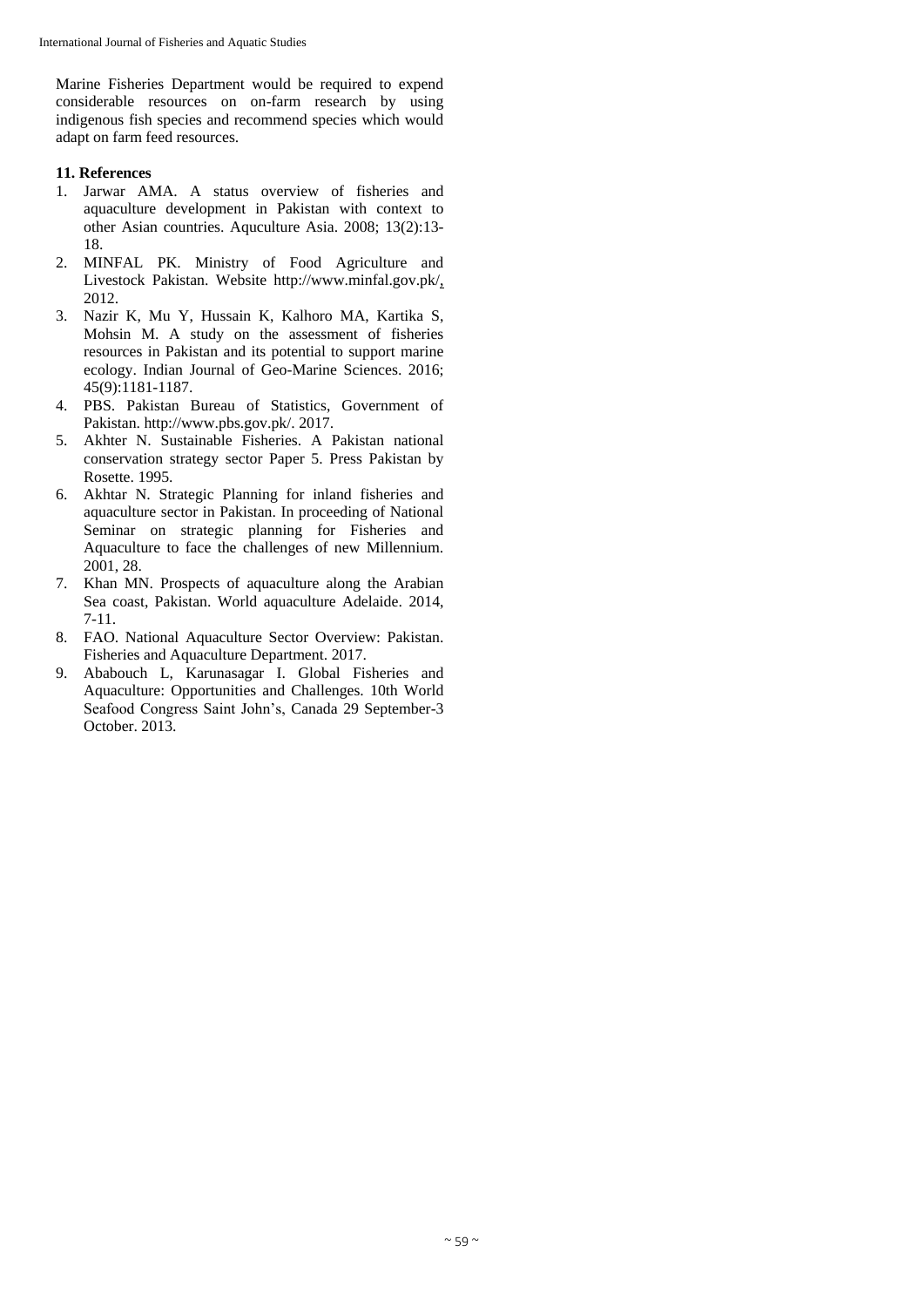Marine Fisheries Department would be required to expend considerable resources on on-farm research by using indigenous fish species and recommend species which would adapt on farm feed resources.

## 11. References

1. Jarwar AMA. A status overview of fisheries and aquaculture development in Pakistan with context to other Asian countries. Aquculture Asia. 2008; 13(2):13-18.
2. MINFAL PK. Ministry of Food Agriculture and Livestock Pakistan. Website http://www.minfal.gov.pk/, 2012.
3. Nazir K, Mu Y, Hussain K, Kalhoro MA, Kartika S, Mohsin M. A study on the assessment of fisheries resources in Pakistan and its potential to support marine ecology. Indian Journal of Geo-Marine Sciences. 2016; 45(9):1181-1187.
4. PBS. Pakistan Bureau of Statistics, Government of Pakistan. http://www.pbs.gov.pk/. 2017.
5. Akhter N. Sustainable Fisheries. A Pakistan national conservation strategy sector Paper 5. Press Pakistan by Rosette. 1995.
6. Akhtar N. Strategic Planning for inland fisheries and aquaculture sector in Pakistan. In proceeding of National Seminar on strategic planning for Fisheries and Aquaculture to face the challenges of new Millennium. 2001, 28.
7. Khan MN. Prospects of aquaculture along the Arabian Sea coast, Pakistan. World aquaculture Adelaide. 2014, 7-11.
8. FAO. National Aquaculture Sector Overview: Pakistan. Fisheries and Aquaculture Department. 2017.
9. Ababouch L, Karunasagar I. Global Fisheries and Aquaculture: Opportunities and Challenges. 10th World Seafood Congress Saint John's, Canada 29 September-3 October. 2013.